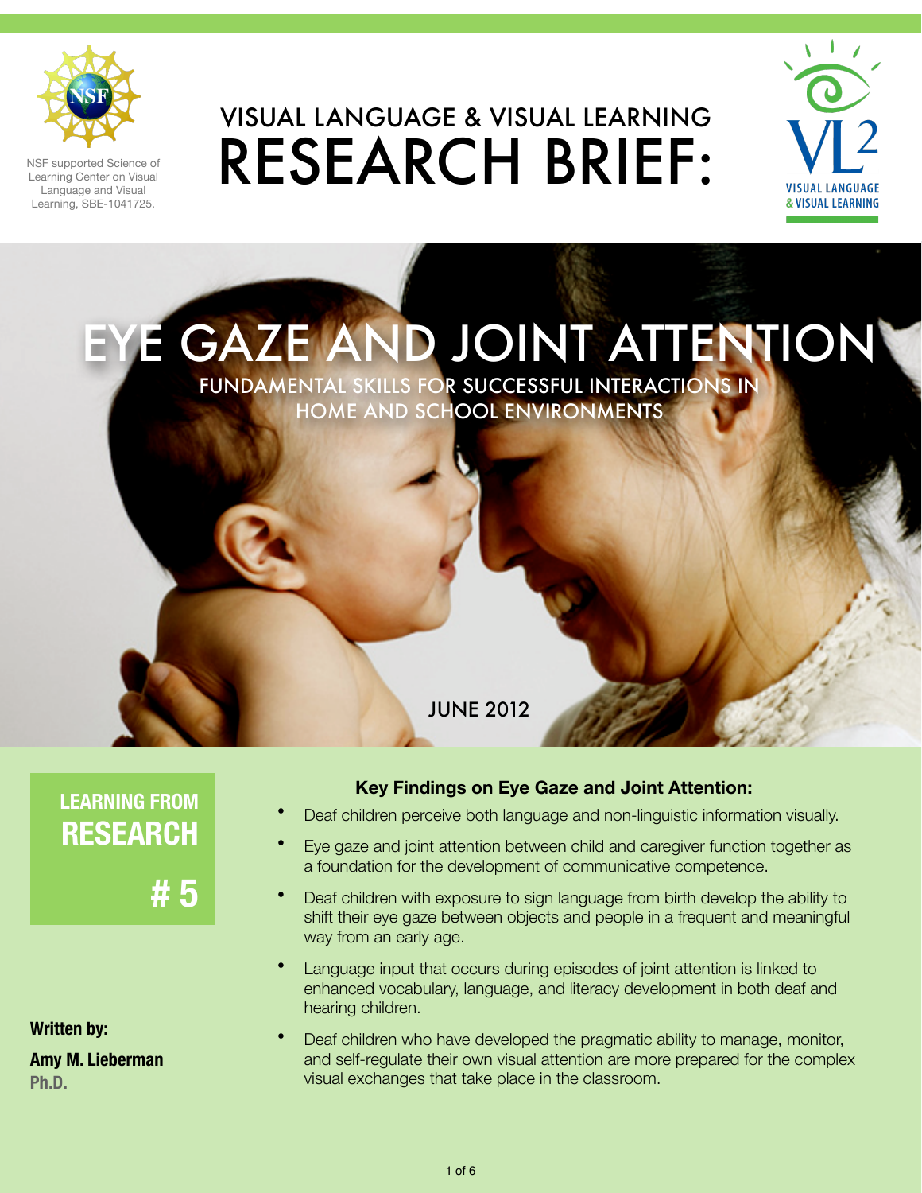NSF supported Science of Learning Center on Visual Language and Visual Learning, SBE-1041725.

VISUAL LANGUAGE & VISUAL LEARNING

# RESEARCH BRIEF:

VISUAL LANGUAGE & VISUAL LEARNING

# EYE GAZE AND JOINT ATTENTION

## FUNDAMENTAL SKILLS FOR SUCCESSFUL INTERACTIONS IN HOME AND SCHOOL ENVIRONMENTS

JUNE 2012

**LEARNING FROM RESEARCH # 5**

**Written by:**

**Amy M. Lieberman Ph.D.**

### Key Findings on Eye Gaze and Joint Attention:

- Deaf children perceive both language and non-linguistic information visually.
- Eye gaze and joint attention between child and caregiver function together as a foundation for the development of communicative competence.
- Deaf children with exposure to sign language from birth develop the ability to shift their eye gaze between objects and people in a frequent and meaningful way from an early age.
- Language input that occurs during episodes of joint attention is linked to enhanced vocabulary, language, and literacy development in both deaf and hearing children.
- Deaf children who have developed the pragmatic ability to manage, monitor, and self-regulate their own visual attention are more prepared for the complex visual exchanges that take place in the classroom.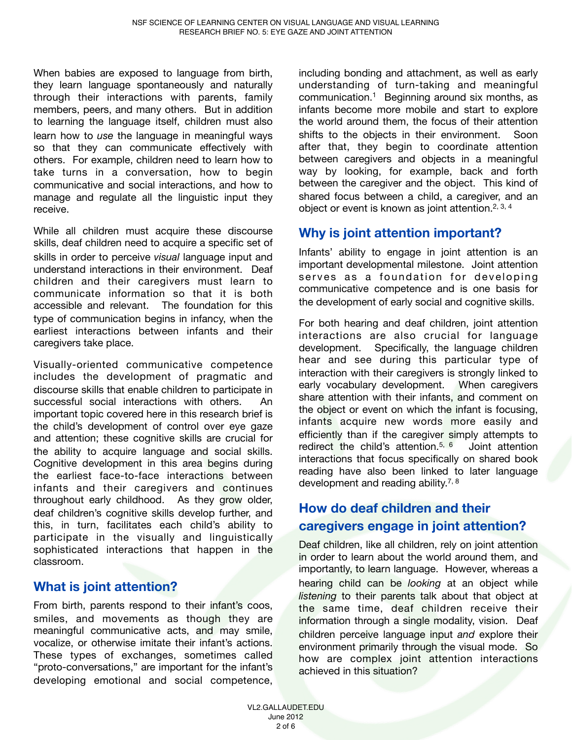When babies are exposed to language from birth, they learn language spontaneously and naturally through their interactions with parents, family members, peers, and many others. But in addition to learning the language itself, children must also learn how to *use* the language in meaningful ways so that they can communicate effectively with others. For example, children need to learn how to take turns in a conversation, how to begin communicative and social interactions, and how to manage and regulate all the linguistic input they receive.

While all children must acquire these discourse skills, deaf children need to acquire a specific set of skills in order to perceive *visual* language input and understand interactions in their environment. Deaf children and their caregivers must learn to communicate information so that it is both accessible and relevant. The foundation for this type of communication begins in infancy, when the earliest interactions between infants and their caregivers take place.

Visually-oriented communicative competence includes the development of pragmatic and discourse skills that enable children to participate in successful social interactions with others. An important topic covered here in this research brief is the child's development of control over eye gaze and attention; these cognitive skills are crucial for the ability to acquire language and social skills. Cognitive development in this area begins during the earliest face-to-face interactions between infants and their caregivers and continues throughout early childhood. As they grow older, deaf children's cognitive skills develop further, and this, in turn, facilitates each child's ability to participate in the visually and linguistically sophisticated interactions that happen in the classroom.

## What is joint attention?

From birth, parents respond to their infant's coos, smiles, and movements as though they are meaningful communicative acts, and may smile, vocalize, or otherwise imitate their infant's actions. These types of exchanges, sometimes called "proto-conversations," are important for the infant's developing emotional and social competence, including bonding and attachment, as well as early understanding of turn-taking and meaningful communication.[1] Beginning around six months, as infants become more mobile and start to explore the world around them, the focus of their attention shifts to the objects in their environment. Soon after that, they begin to coordinate attention between caregivers and objects in a meaningful way by looking, for example, back and forth between the caregiver and the object. This kind of shared focus between a child, a caregiver, and an object or event is known as joint attention.[2, 3, 4]

## Why is joint attention important?

Infants' ability to engage in joint attention is an important developmental milestone. Joint attention serves as a foundation for developing communicative competence and is one basis for the development of early social and cognitive skills.

For both hearing and deaf children, joint attention interactions are also crucial for language development. Specifically, the language children hear and see during this particular type of interaction with their caregivers is strongly linked to early vocabulary development. When caregivers share attention with their infants, and comment on the object or event on which the infant is focusing, infants acquire new words more easily and efficiently than if the caregiver simply attempts to redirect the child's attention.[5, 6] Joint attention interactions that focus specifically on shared book reading have also been linked to later language development and reading ability.[7, 8]

## How do deaf children and their caregivers engage in joint attention?

Deaf children, like all children, rely on joint attention in order to learn about the world around them, and importantly, to learn language. However, whereas a hearing child can be *looking* at an object while *listening* to their parents talk about that object at the same time, deaf children receive their information through a single modality, vision. Deaf children perceive language input *and* explore their environment primarily through the visual mode. So how are complex joint attention interactions achieved in this situation?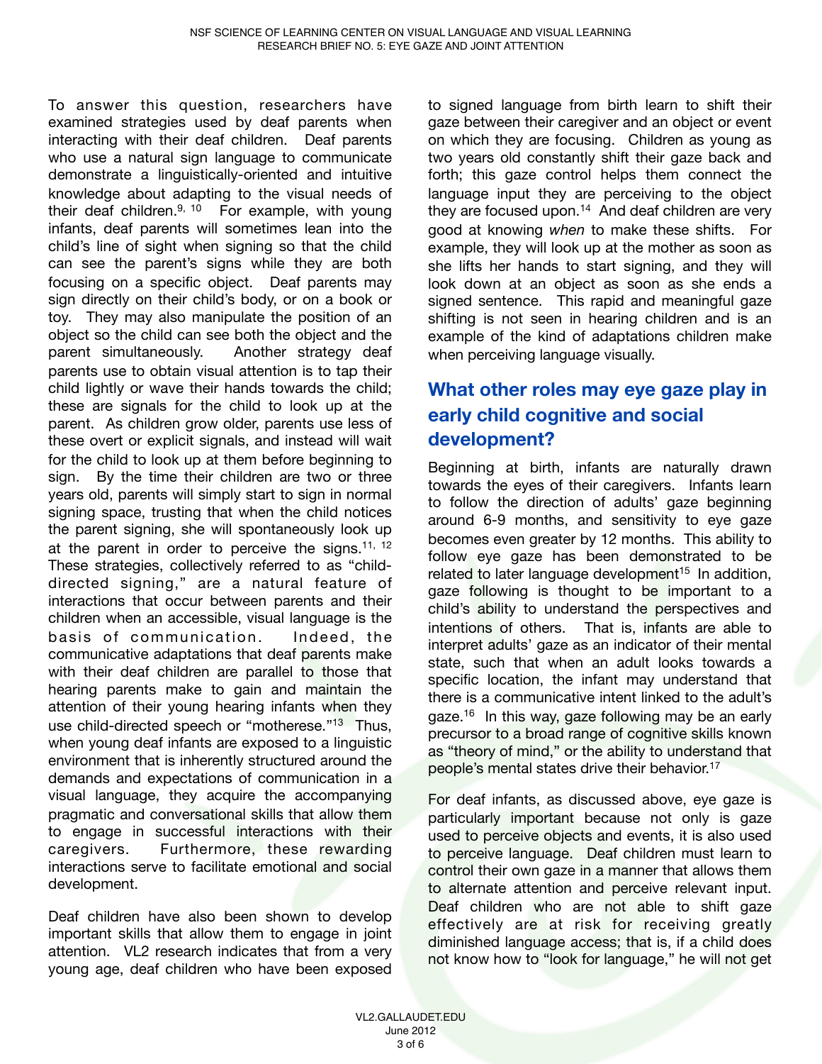To answer this question, researchers have examined strategies used by deaf parents when interacting with their deaf children. Deaf parents who use a natural sign language to communicate demonstrate a linguistically-oriented and intuitive knowledge about adapting to the visual needs of their deaf children.[9, 10] For example, with young infants, deaf parents will sometimes lean into the child's line of sight when signing so that the child can see the parent's signs while they are both focusing on a specific object. Deaf parents may sign directly on their child's body, or on a book or toy. They may also manipulate the position of an object so the child can see both the object and the parent simultaneously. Another strategy deaf parents use to obtain visual attention is to tap their child lightly or wave their hands towards the child; these are signals for the child to look up at the parent. As children grow older, parents use less of these overt or explicit signals, and instead will wait for the child to look up at them before beginning to sign. By the time their children are two or three years old, parents will simply start to sign in normal signing space, trusting that when the child notices the parent signing, she will spontaneously look up at the parent in order to perceive the signs.[11, 12] These strategies, collectively referred to as "child-directed signing," are a natural feature of interactions that occur between parents and their children when an accessible, visual language is the basis of communication. Indeed, the communicative adaptations that deaf parents make with their deaf children are parallel to those that hearing parents make to gain and maintain the attention of their young hearing infants when they use child-directed speech or "motherese."[13] Thus, when young deaf infants are exposed to a linguistic environment that is inherently structured around the demands and expectations of communication in a visual language, they acquire the accompanying pragmatic and conversational skills that allow them to engage in successful interactions with their caregivers. Furthermore, these rewarding interactions serve to facilitate emotional and social development.

Deaf children have also been shown to develop important skills that allow them to engage in joint attention. VL2 research indicates that from a very young age, deaf children who have been exposed to signed language from birth learn to shift their gaze between their caregiver and an object or event on which they are focusing. Children as young as two years old constantly shift their gaze back and forth; this gaze control helps them connect the language input they are perceiving to the object they are focused upon.[14] And deaf children are very good at knowing *when* to make these shifts. For example, they will look up at the mother as soon as she lifts her hands to start signing, and they will look down at an object as soon as she ends a signed sentence. This rapid and meaningful gaze shifting is not seen in hearing children and is an example of the kind of adaptations children make when perceiving language visually.

## What other roles may eye gaze play in early child cognitive and social development?

Beginning at birth, infants are naturally drawn towards the eyes of their caregivers. Infants learn to follow the direction of adults' gaze beginning around 6-9 months, and sensitivity to eye gaze becomes even greater by 12 months. This ability to follow eye gaze has been demonstrated to be related to later language development[15] In addition, gaze following is thought to be important to a child's ability to understand the perspectives and intentions of others. That is, infants are able to interpret adults' gaze as an indicator of their mental state, such that when an adult looks towards a specific location, the infant may understand that there is a communicative intent linked to the adult's gaze.[16] In this way, gaze following may be an early precursor to a broad range of cognitive skills known as "theory of mind," or the ability to understand that people's mental states drive their behavior.[17]

For deaf infants, as discussed above, eye gaze is particularly important because not only is gaze used to perceive objects and events, it is also used to perceive language. Deaf children must learn to control their own gaze in a manner that allows them to alternate attention and perceive relevant input. Deaf children who are not able to shift gaze effectively are at risk for receiving greatly diminished language access; that is, if a child does not know how to "look for language," he will not get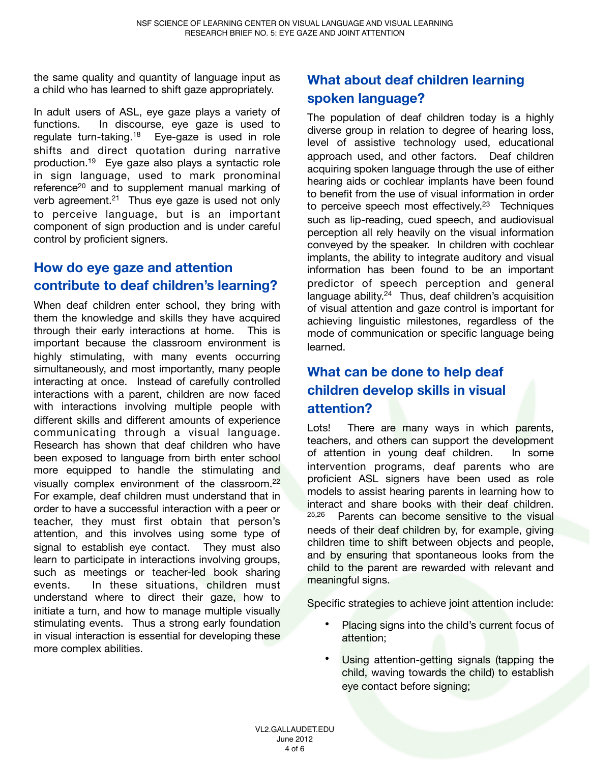the same quality and quantity of language input as a child who has learned to shift gaze appropriately.

In adult users of ASL, eye gaze plays a variety of functions. In discourse, eye gaze is used to regulate turn-taking.[18] Eye-gaze is used in role shifts and direct quotation during narrative production.[19] Eye gaze also plays a syntactic role in sign language, used to mark pronominal reference[20] and to supplement manual marking of verb agreement.[21] Thus eye gaze is used not only to perceive language, but is an important component of sign production and is under careful control by proficient signers.

## How do eye gaze and attention contribute to deaf children's learning?

When deaf children enter school, they bring with them the knowledge and skills they have acquired through their early interactions at home. This is important because the classroom environment is highly stimulating, with many events occurring simultaneously, and most importantly, many people interacting at once. Instead of carefully controlled interactions with a parent, children are now faced with interactions involving multiple people with different skills and different amounts of experience communicating through a visual language. Research has shown that deaf children who have been exposed to language from birth enter school more equipped to handle the stimulating and visually complex environment of the classroom.[22] For example, deaf children must understand that in order to have a successful interaction with a peer or teacher, they must first obtain that person's attention, and this involves using some type of signal to establish eye contact. They must also learn to participate in interactions involving groups, such as meetings or teacher-led book sharing events. In these situations, children must understand where to direct their gaze, how to initiate a turn, and how to manage multiple visually stimulating events. Thus a strong early foundation in visual interaction is essential for developing these more complex abilities.

## What about deaf children learning spoken language?

The population of deaf children today is a highly diverse group in relation to degree of hearing loss, level of assistive technology used, educational approach used, and other factors. Deaf children acquiring spoken language through the use of either hearing aids or cochlear implants have been found to benefit from the use of visual information in order to perceive speech most effectively.[23] Techniques such as lip-reading, cued speech, and audiovisual perception all rely heavily on the visual information conveyed by the speaker. In children with cochlear implants, the ability to integrate auditory and visual information has been found to be an important predictor of speech perception and general language ability.[24] Thus, deaf children's acquisition of visual attention and gaze control is important for achieving linguistic milestones, regardless of the mode of communication or specific language being learned.

## What can be done to help deaf children develop skills in visual attention?

Lots! There are many ways in which parents, teachers, and others can support the development of attention in young deaf children. In some intervention programs, deaf parents who are proficient ASL signers have been used as role models to assist hearing parents in learning how to interact and share books with their deaf children.[25,26] Parents can become sensitive to the visual needs of their deaf children by, for example, giving children time to shift between objects and people, and by ensuring that spontaneous looks from the child to the parent are rewarded with relevant and meaningful signs.

Specific strategies to achieve joint attention include:

- Placing signs into the child's current focus of attention;
- Using attention-getting signals (tapping the child, waving towards the child) to establish eye contact before signing;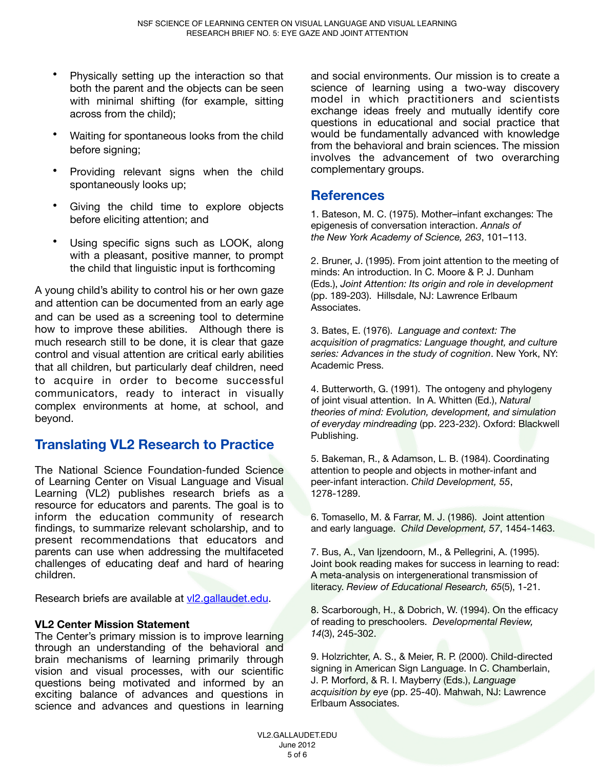- Physically setting up the interaction so that both the parent and the objects can be seen with minimal shifting (for example, sitting across from the child);
- Waiting for spontaneous looks from the child before signing;
- Providing relevant signs when the child spontaneously looks up;
- Giving the child time to explore objects before eliciting attention; and
- Using specific signs such as LOOK, along with a pleasant, positive manner, to prompt the child that linguistic input is forthcoming

A young child's ability to control his or her own gaze and attention can be documented from an early age and can be used as a screening tool to determine how to improve these abilities. Although there is much research still to be done, it is clear that gaze control and visual attention are critical early abilities that all children, but particularly deaf children, need to acquire in order to become successful communicators, ready to interact in visually complex environments at home, at school, and beyond.

## Translating VL2 Research to Practice

The National Science Foundation-funded Science of Learning Center on Visual Language and Visual Learning (VL2) publishes research briefs as a resource for educators and parents. The goal is to inform the education community of research findings, to summarize relevant scholarship, and to present recommendations that educators and parents can use when addressing the multifaceted challenges of educating deaf and hard of hearing children.

Research briefs are available at vl2.gallaudet.edu.

**VL2 Center Mission Statement**
The Center's primary mission is to improve learning through an understanding of the behavioral and brain mechanisms of learning primarily through vision and visual processes, with our scientific questions being motivated and informed by an exciting balance of advances and questions in science and advances and questions in learning and social environments. Our mission is to create a science of learning using a two-way discovery model in which practitioners and scientists exchange ideas freely and mutually identify core questions in educational and social practice that would be fundamentally advanced with knowledge from the behavioral and brain sciences. The mission involves the advancement of two overarching complementary groups.

## References

1. Bateson, M. C. (1975). Mother–infant exchanges: The epigenesis of conversation interaction. *Annals of the New York Academy of Science, 263*, 101–113.

2. Bruner, J. (1995). From joint attention to the meeting of minds: An introduction. In C. Moore & P. J. Dunham (Eds.), *Joint Attention: Its origin and role in development* (pp. 189-203). Hillsdale, NJ: Lawrence Erlbaum Associates.

3. Bates, E. (1976). *Language and context: The acquisition of pragmatics: Language thought, and culture series: Advances in the study of cognition*. New York, NY: Academic Press.

4. Butterworth, G. (1991). The ontogeny and phylogeny of joint visual attention. In A. Whitten (Ed.), *Natural theories of mind: Evolution, development, and simulation of everyday mindreading* (pp. 223-232). Oxford: Blackwell Publishing.

5. Bakeman, R., & Adamson, L. B. (1984). Coordinating attention to people and objects in mother-infant and peer-infant interaction. *Child Development, 55*, 1278-1289.

6. Tomasello, M. & Farrar, M. J. (1986). Joint attention and early language. *Child Development, 57*, 1454-1463.

7. Bus, A., Van Ijzendoorn, M., & Pellegrini, A. (1995). Joint book reading makes for success in learning to read: A meta-analysis on intergenerational transmission of literacy. *Review of Educational Research, 65*(5), 1-21.

8. Scarborough, H., & Dobrich, W. (1994). On the efficacy of reading to preschoolers. *Developmental Review, 14*(3), 245-302.

9. Holzrichter, A. S., & Meier, R. P. (2000). Child-directed signing in American Sign Language. In C. Chamberlain, J. P. Morford, & R. I. Mayberry (Eds.), *Language acquisition by eye* (pp. 25-40). Mahwah, NJ: Lawrence Erlbaum Associates.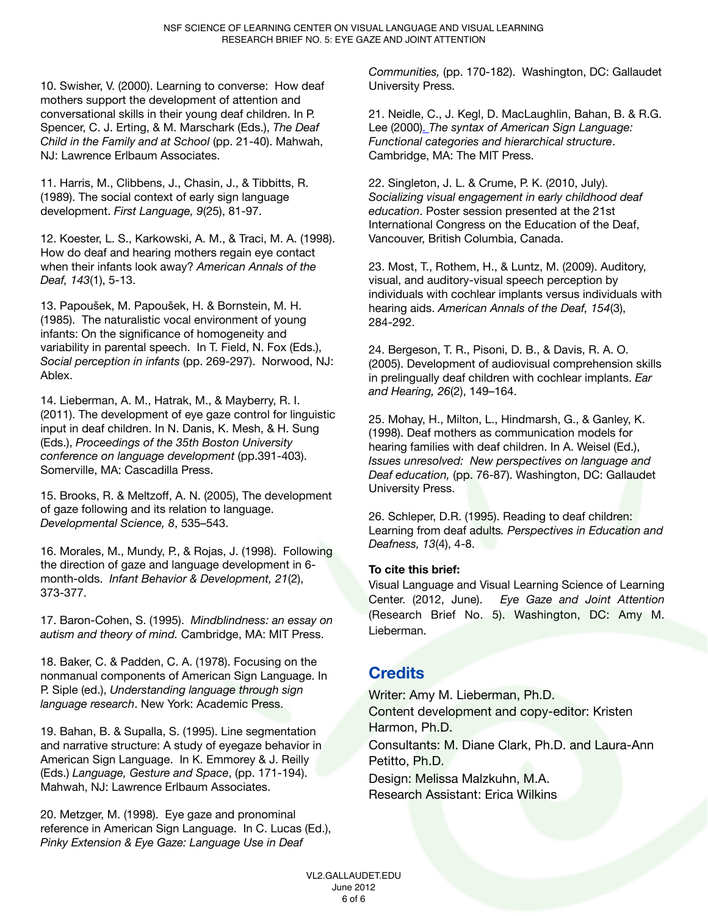10. Swisher, V. (2000). Learning to converse: How deaf mothers support the development of attention and conversational skills in their young deaf children. In P. Spencer, C. J. Erting, & M. Marschark (Eds.), *The Deaf Child in the Family and at School* (pp. 21-40). Mahwah, NJ: Lawrence Erlbaum Associates.

11. Harris, M., Clibbens, J., Chasin, J., & Tibbitts, R. (1989). The social context of early sign language development. *First Language, 9*(25), 81-97.

12. Koester, L. S., Karkowski, A. M., & Traci, M. A. (1998). How do deaf and hearing mothers regain eye contact when their infants look away? *American Annals of the Deaf, 143*(1), 5-13.

13. Papoušek, M. Papoušek, H. & Bornstein, M. H. (1985). The naturalistic vocal environment of young infants: On the significance of homogeneity and variability in parental speech. In T. Field, N. Fox (Eds.), *Social perception in infants* (pp. 269-297). Norwood, NJ: Ablex.

14. Lieberman, A. M., Hatrak, M., & Mayberry, R. I. (2011). The development of eye gaze control for linguistic input in deaf children. In N. Danis, K. Mesh, & H. Sung (Eds.), *Proceedings of the 35th Boston University conference on language development* (pp.391-403). Somerville, MA: Cascadilla Press.

15. Brooks, R. & Meltzoff, A. N. (2005), The development of gaze following and its relation to language. *Developmental Science, 8*, 535–543.

16. Morales, M., Mundy, P., & Rojas, J. (1998). Following the direction of gaze and language development in 6-month-olds. *Infant Behavior & Development, 21*(2), 373-377.

17. Baron-Cohen, S. (1995). *Mindblindness: an essay on autism and theory of mind.* Cambridge, MA: MIT Press.

18. Baker, C. & Padden, C. A. (1978). Focusing on the nonmanual components of American Sign Language. In P. Siple (ed.), *Understanding language through sign language research*. New York: Academic Press.

19. Bahan, B. & Supalla, S. (1995). Line segmentation and narrative structure: A study of eyegaze behavior in American Sign Language. In K. Emmorey & J. Reilly (Eds.) *Language, Gesture and Space*, (pp. 171-194). Mahwah, NJ: Lawrence Erlbaum Associates.

20. Metzger, M. (1998). Eye gaze and pronominal reference in American Sign Language. In C. Lucas (Ed.), *Pinky Extension & Eye Gaze: Language Use in Deaf Communities,* (pp. 170-182). Washington, DC: Gallaudet University Press.

21. Neidle, C., J. Kegl, D. MacLaughlin, Bahan, B. & R.G. Lee (2000). *The syntax of American Sign Language: Functional categories and hierarchical structure*. Cambridge, MA: The MIT Press.

22. Singleton, J. L. & Crume, P. K. (2010, July). *Socializing visual engagement in early childhood deaf education*. Poster session presented at the 21st International Congress on the Education of the Deaf, Vancouver, British Columbia, Canada.

23. Most, T., Rothem, H., & Luntz, M. (2009). Auditory, visual, and auditory-visual speech perception by individuals with cochlear implants versus individuals with hearing aids. *American Annals of the Deaf, 154*(3), 284-292.

24. Bergeson, T. R., Pisoni, D. B., & Davis, R. A. O. (2005). Development of audiovisual comprehension skills in prelingually deaf children with cochlear implants. *Ear and Hearing, 26*(2), 149–164.

25. Mohay, H., Milton, L., Hindmarsh, G., & Ganley, K. (1998). Deaf mothers as communication models for hearing families with deaf children. In A. Weisel (Ed.), *Issues unresolved: New perspectives on language and Deaf education,* (pp. 76-87). Washington, DC: Gallaudet University Press.

26. Schleper, D.R. (1995). Reading to deaf children: Learning from deaf adults*. Perspectives in Education and Deafness, 13*(4), 4-8.

**To cite this brief:**

Visual Language and Visual Learning Science of Learning Center. (2012, June). *Eye Gaze and Joint Attention* (Research Brief No. 5). Washington, DC: Amy M. Lieberman.

## Credits

Writer: Amy M. Lieberman, Ph.D.
Content development and copy-editor: Kristen Harmon, Ph.D.
Consultants: M. Diane Clark, Ph.D. and Laura-Ann Petitto, Ph.D.
Design: Melissa Malzkuhn, M.A.
Research Assistant: Erica Wilkins